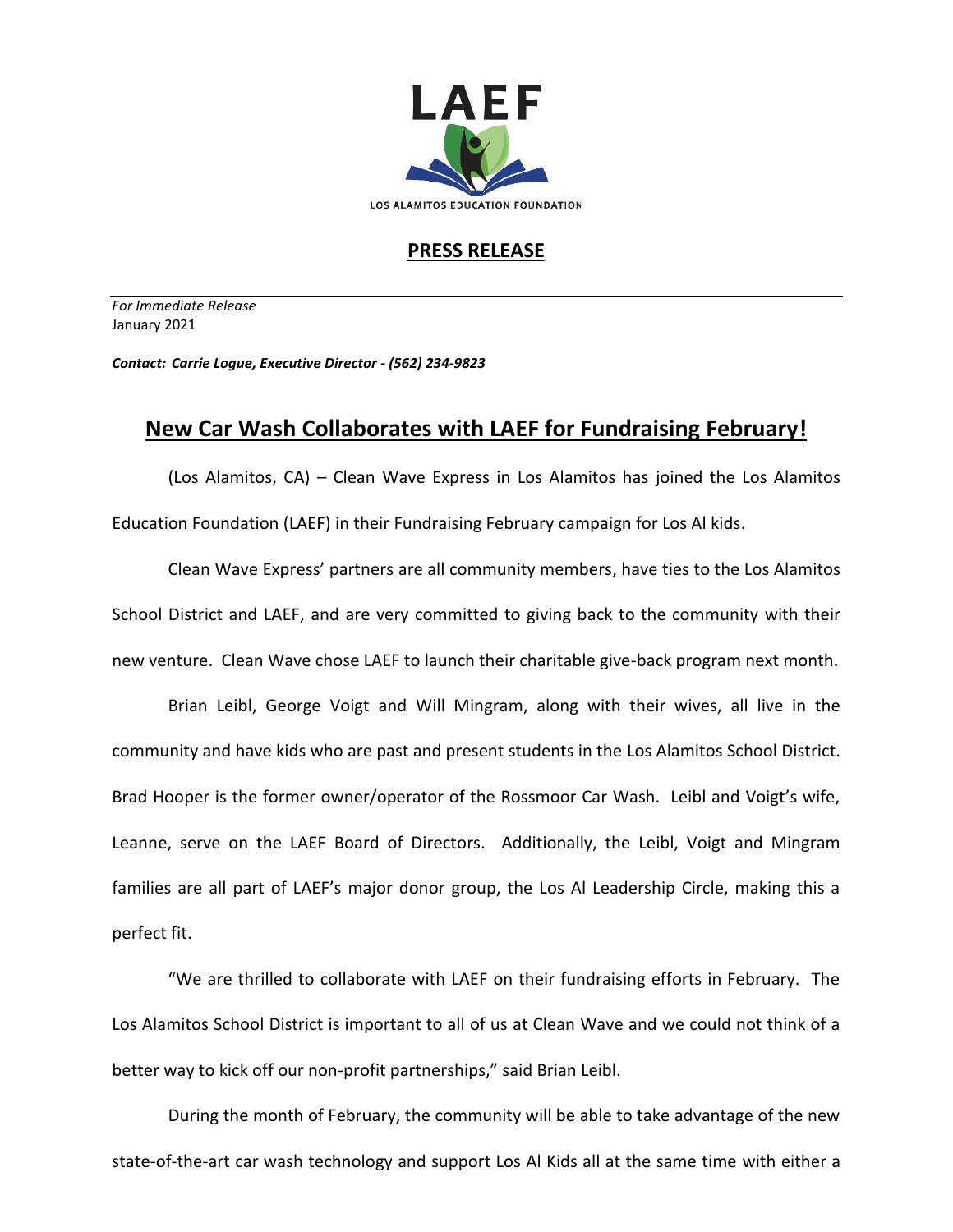LAEF

LOS ALAMITOS EDUCATION FOUNDATION

## PRESS RELEASE

*For Immediate Release*
January 2021

***Contact: Carrie Logue, Executive Director - (562) 234-9823***

# New Car Wash Collaborates with LAEF for Fundraising February!

(Los Alamitos, CA) – Clean Wave Express in Los Alamitos has joined the Los Alamitos Education Foundation (LAEF) in their Fundraising February campaign for Los Al kids.

Clean Wave Express' partners are all community members, have ties to the Los Alamitos School District and LAEF, and are very committed to giving back to the community with their new venture. Clean Wave chose LAEF to launch their charitable give-back program next month.

Brian Leibl, George Voigt and Will Mingram, along with their wives, all live in the community and have kids who are past and present students in the Los Alamitos School District. Brad Hooper is the former owner/operator of the Rossmoor Car Wash. Leibl and Voigt's wife, Leanne, serve on the LAEF Board of Directors. Additionally, the Leibl, Voigt and Mingram families are all part of LAEF's major donor group, the Los Al Leadership Circle, making this a perfect fit.

"We are thrilled to collaborate with LAEF on their fundraising efforts in February. The Los Alamitos School District is important to all of us at Clean Wave and we could not think of a better way to kick off our non-profit partnerships," said Brian Leibl.

During the month of February, the community will be able to take advantage of the new state-of-the-art car wash technology and support Los Al Kids all at the same time with either a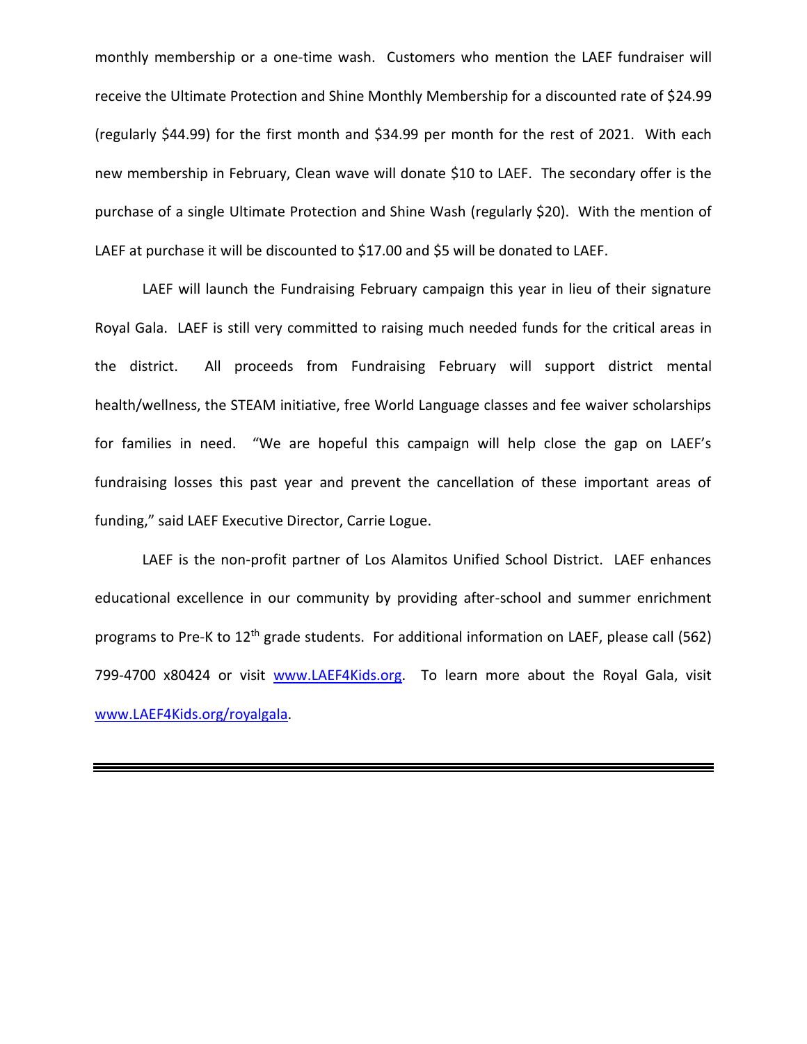monthly membership or a one-time wash. Customers who mention the LAEF fundraiser will receive the Ultimate Protection and Shine Monthly Membership for a discounted rate of $24.99 (regularly $44.99) for the first month and $34.99 per month for the rest of 2021. With each new membership in February, Clean wave will donate $10 to LAEF. The secondary offer is the purchase of a single Ultimate Protection and Shine Wash (regularly $20). With the mention of LAEF at purchase it will be discounted to $17.00 and $5 will be donated to LAEF.

LAEF will launch the Fundraising February campaign this year in lieu of their signature Royal Gala. LAEF is still very committed to raising much needed funds for the critical areas in the district. All proceeds from Fundraising February will support district mental health/wellness, the STEAM initiative, free World Language classes and fee waiver scholarships for families in need. "We are hopeful this campaign will help close the gap on LAEF's fundraising losses this past year and prevent the cancellation of these important areas of funding," said LAEF Executive Director, Carrie Logue.

LAEF is the non-profit partner of Los Alamitos Unified School District. LAEF enhances educational excellence in our community by providing after-school and summer enrichment programs to Pre-K to 12th grade students. For additional information on LAEF, please call (562) 799-4700 x80424 or visit [www.LAEF4Kids.org](http://www.LAEF4Kids.org). To learn more about the Royal Gala, visit [www.LAEF4Kids.org/royalgala](http://www.LAEF4Kids.org/royalgala).

---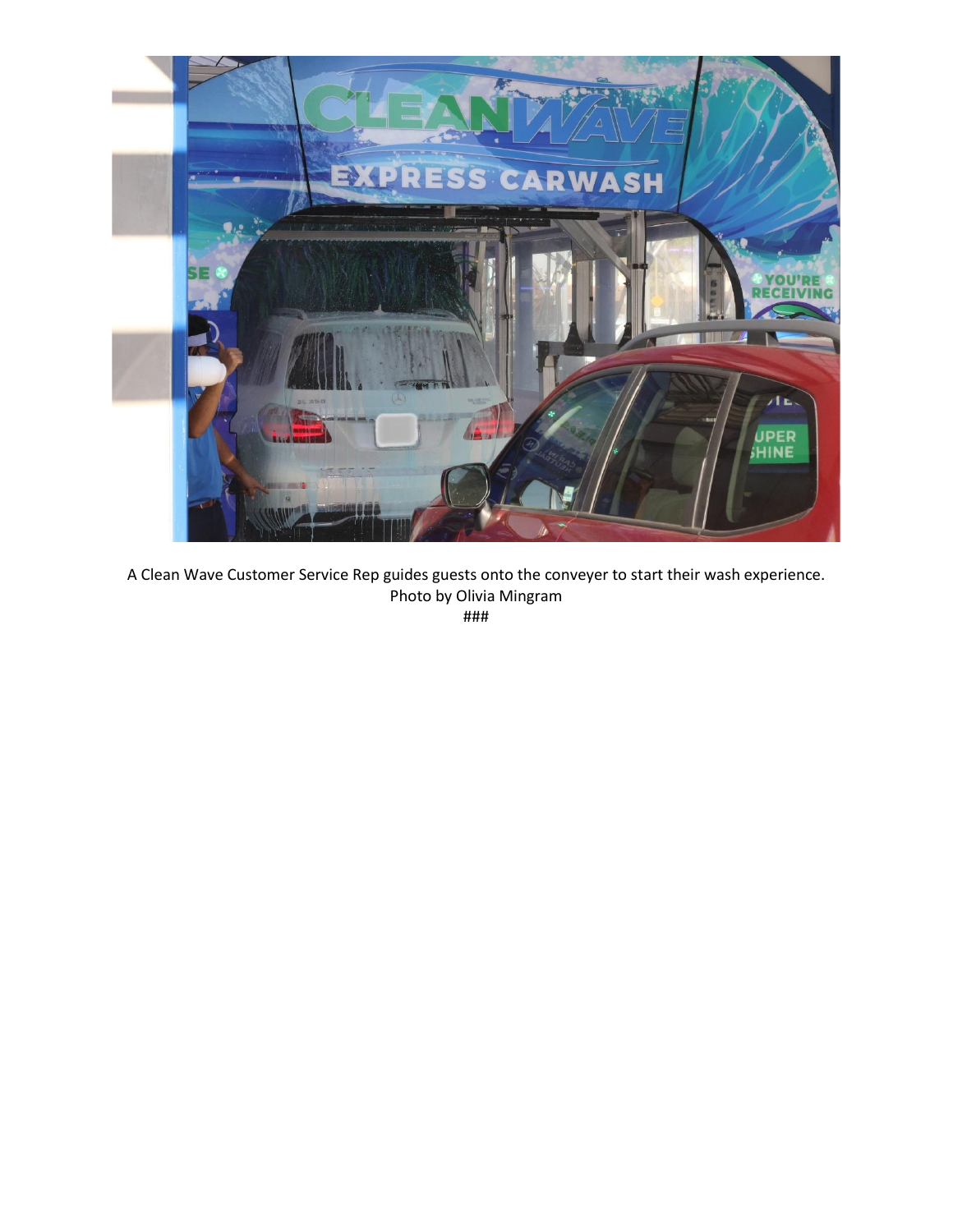A Clean Wave Customer Service Rep guides guests onto the conveyer to start their wash experience.
Photo by Olivia Mingram
###